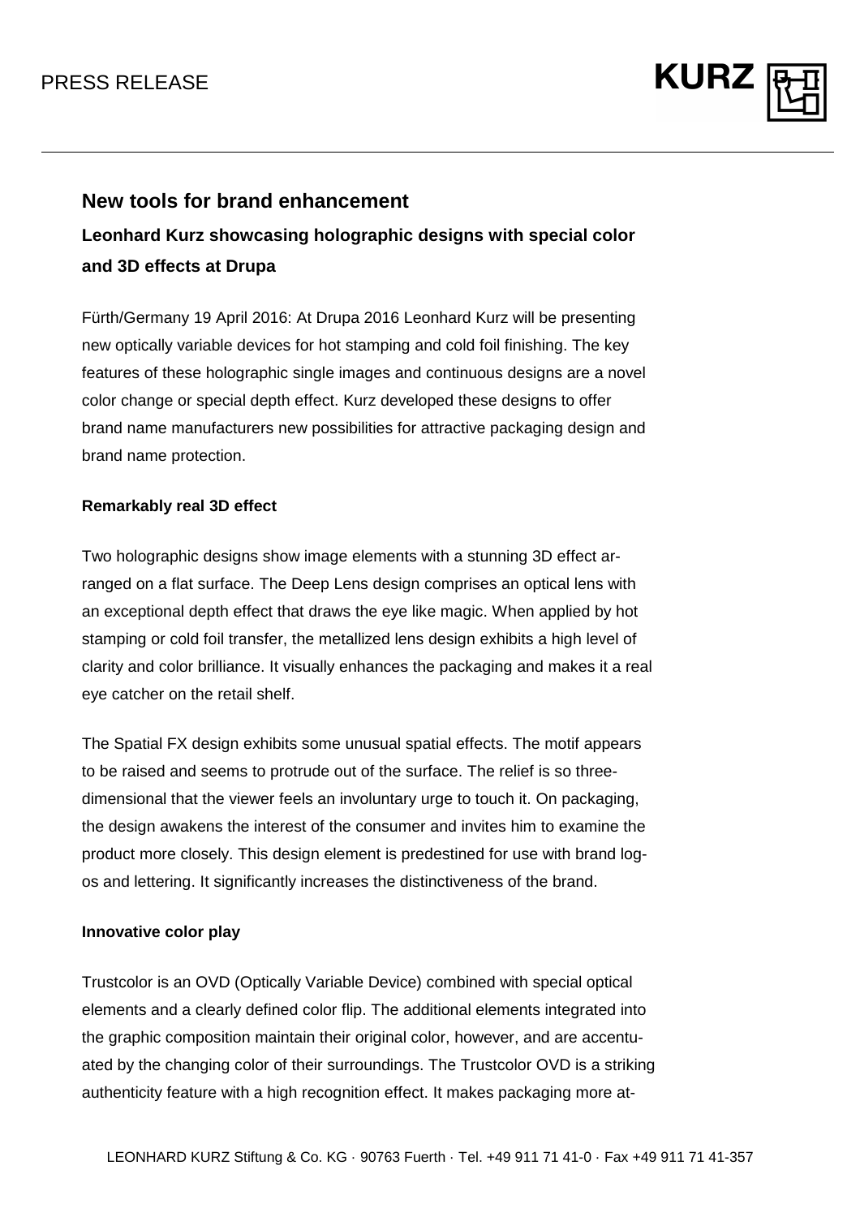# New tools for brand enhancement

## Leonhard Kurz showcasing holographic designs with special color and 3D effects at Drupa

Fürth/Germany 19 April 2016: At Drupa 2016 Leonhard Kurz will be presenting new optically variable devices for hot stamping and cold foil finishing. The key features of these holographic single images and continuous designs are a novel color change or special depth effect. Kurz developed these designs to offer brand name manufacturers new possibilities for attractive packaging design and brand name protection.

### Remarkably real 3D effect

Two holographic designs show image elements with a stunning 3D effect arranged on a flat surface. The Deep Lens design comprises an optical lens with an exceptional depth effect that draws the eye like magic. When applied by hot stamping or cold foil transfer, the metallized lens design exhibits a high level of clarity and color brilliance. It visually enhances the packaging and makes it a real eye catcher on the retail shelf.

The Spatial FX design exhibits some unusual spatial effects. The motif appears to be raised and seems to protrude out of the surface. The relief is so three-dimensional that the viewer feels an involuntary urge to touch it. On packaging, the design awakens the interest of the consumer and invites him to examine the product more closely. This design element is predestined for use with brand logos and lettering. It significantly increases the distinctiveness of the brand.

### Innovative color play

Trustcolor is an OVD (Optically Variable Device) combined with special optical elements and a clearly defined color flip. The additional elements integrated into the graphic composition maintain their original color, however, and are accentuated by the changing color of their surroundings. The Trustcolor OVD is a striking authenticity feature with a high recognition effect. It makes packaging more at-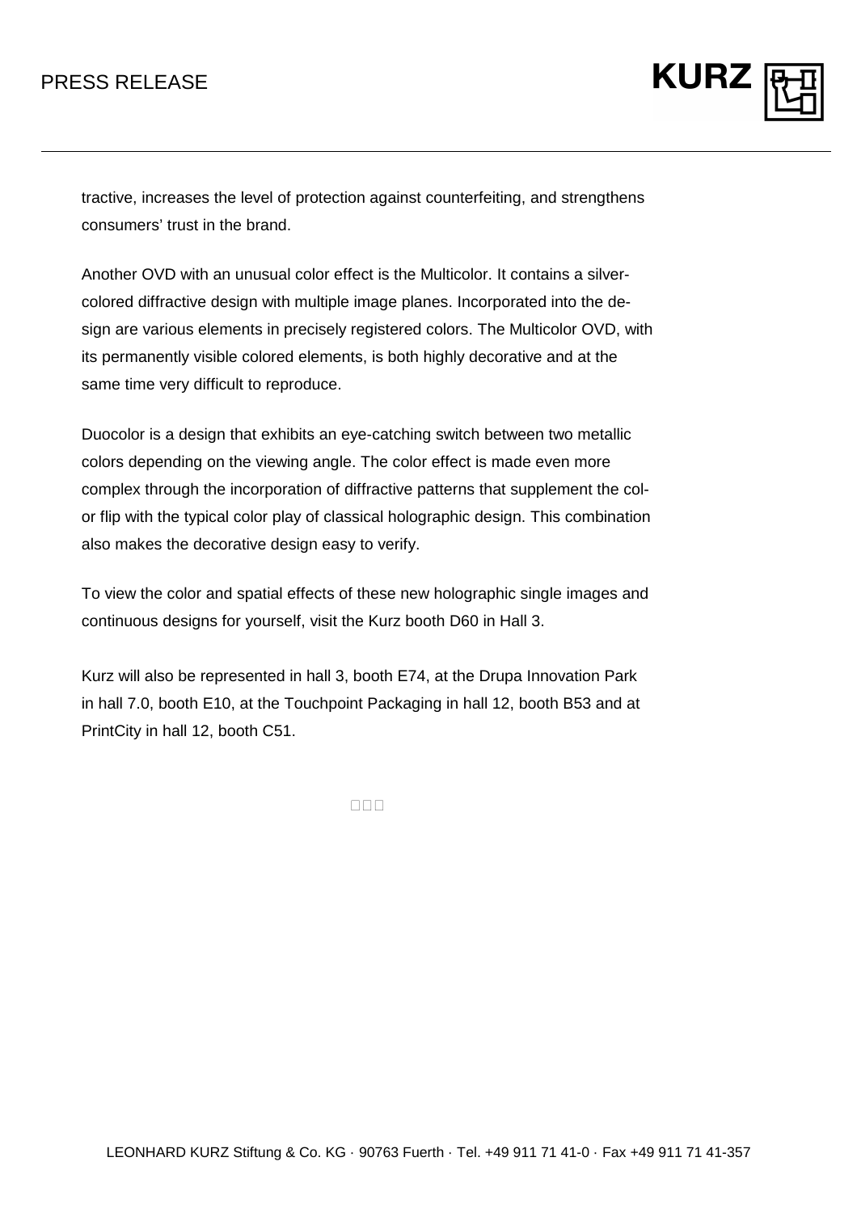tractive, increases the level of protection against counterfeiting, and strengthens consumers' trust in the brand.

Another OVD with an unusual color effect is the Multicolor. It contains a silver-colored diffractive design with multiple image planes. Incorporated into the design are various elements in precisely registered colors. The Multicolor OVD, with its permanently visible colored elements, is both highly decorative and at the same time very difficult to reproduce.

Duocolor is a design that exhibits an eye-catching switch between two metallic colors depending on the viewing angle. The color effect is made even more complex through the incorporation of diffractive patterns that supplement the color flip with the typical color play of classical holographic design. This combination also makes the decorative design easy to verify.

To view the color and spatial effects of these new holographic single images and continuous designs for yourself, visit the Kurz booth D60 in Hall 3.

Kurz will also be represented in hall 3, booth E74, at the Drupa Innovation Park in hall 7.0, booth E10, at the Touchpoint Packaging in hall 12, booth B53 and at PrintCity in hall 12, booth C51.

□□□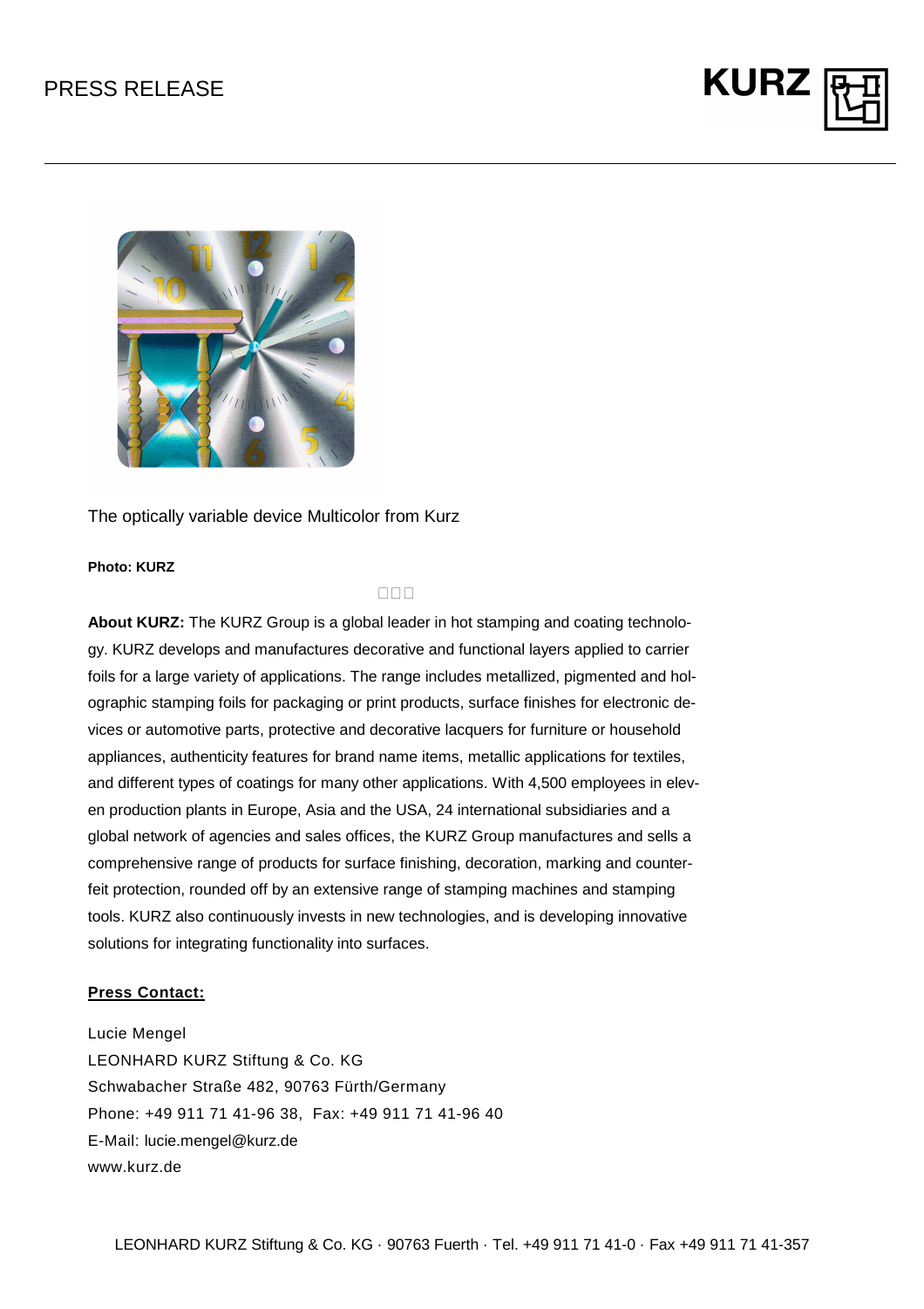The optically variable device Multicolor from Kurz

**Photo: KURZ**

□□□

**About KURZ:** The KURZ Group is a global leader in hot stamping and coating technology. KURZ develops and manufactures decorative and functional layers applied to carrier foils for a large variety of applications. The range includes metallized, pigmented and holographic stamping foils for packaging or print products, surface finishes for electronic devices or automotive parts, protective and decorative lacquers for furniture or household appliances, authenticity features for brand name items, metallic applications for textiles, and different types of coatings for many other applications. With 4,500 employees in eleven production plants in Europe, Asia and the USA, 24 international subsidiaries and a global network of agencies and sales offices, the KURZ Group manufactures and sells a comprehensive range of products for surface finishing, decoration, marking and counterfeit protection, rounded off by an extensive range of stamping machines and stamping tools. KURZ also continuously invests in new technologies, and is developing innovative solutions for integrating functionality into surfaces.

**Press Contact:**

Lucie Mengel
LEONHARD KURZ Stiftung & Co. KG
Schwabacher Straße 482, 90763 Fürth/Germany
Phone: +49 911 71 41-96 38, Fax: +49 911 71 41-96 40
E-Mail: lucie.mengel@kurz.de
www.kurz.de